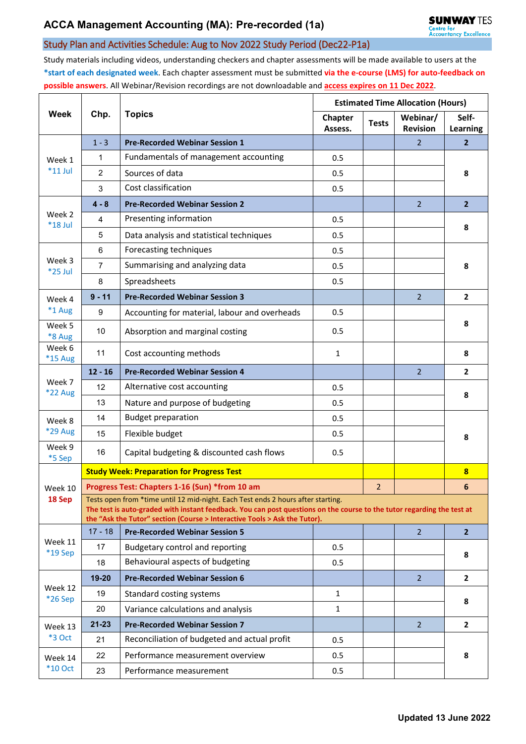# ACCA Management Accounting (MA): Pre-recorded (1a)

## Study Plan and Activities Schedule: Aug to Nov 2022 Study Period (Dec22-P1a)

Study materials including videos, understanding checkers and chapter assessments will be made available to users at the **\*start of each designated week**. Each chapter assessment must be submitted **via the e-course (LMS) for auto-feedback on possible answers**. All Webinar/Revision recordings are not downloadable and **access expires on 11 Dec 2022**.

| Week | Chp. | Topics | Estimated Time Allocation (Hours) | | | |
|---|---|---|---|---|---|---|
| | | | Chapter Assess. | Tests | Webinar/ Revision | Self-Learning |
| Week 1 *11 Jul | 1 - 3 | **Pre-Recorded Webinar Session 1** | | | 2 | **2** |
| | 1 | Fundamentals of management accounting | 0.5 | | | **8** |
| | 2 | Sources of data | 0.5 | | | |
| | 3 | Cost classification | 0.5 | | | |
| Week 2 *18 Jul | **4 - 8** | **Pre-Recorded Webinar Session 2** | | | 2 | **2** |
| | 4 | Presenting information | 0.5 | | | **8** |
| | 5 | Data analysis and statistical techniques | 0.5 | | | |
| Week 3 *25 Jul | 6 | Forecasting techniques | 0.5 | | | **8** |
| | 7 | Summarising and analyzing data | 0.5 | | | |
| | 8 | Spreadsheets | 0.5 | | | |
| Week 4 *1 Aug | **9 - 11** | **Pre-Recorded Webinar Session 3** | | | 2 | **2** |
| | 9 | Accounting for material, labour and overheads | 0.5 | | | **8** |
| Week 5 *8 Aug | 10 | Absorption and marginal costing | 0.5 | | | |
| Week 6 *15 Aug | 11 | Cost accounting methods | 1 | | | **8** |
| Week 7 *22 Aug | **12 - 16** | **Pre-Recorded Webinar Session 4** | | | 2 | **2** |
| | 12 | Alternative cost accounting | 0.5 | | | **8** |
| | 13 | Nature and purpose of budgeting | 0.5 | | | |
| Week 8 *29 Aug | 14 | Budget preparation | 0.5 | | | **8** |
| | 15 | Flexible budget | 0.5 | | | |
| Week 9 *5 Sep | 16 | Capital budgeting & discounted cash flows | 0.5 | | | |
| Week 10 **18 Sep** | **Study Week: Preparation for Progress Test** | | | | | **8** |
| | **Progress Test: Chapters 1-16 (Sun) \*from 10 am** | | | 2 | | **6** |
| | Tests open from *time until 12 mid-night. Each Test ends 2 hours after starting. **The test is auto-graded with instant feedback. You can post questions on the course to the tutor regarding the test at the "Ask the Tutor" section (Course > Interactive Tools > Ask the Tutor).** | | | | | |
| Week 11 *19 Sep | 17 - 18 | **Pre-Recorded Webinar Session 5** | | | 2 | **2** |
| | 17 | Budgetary control and reporting | 0.5 | | | **8** |
| | 18 | Behavioural aspects of budgeting | 0.5 | | | |
| Week 12 *26 Sep | **19-20** | **Pre-Recorded Webinar Session 6** | | | 2 | **2** |
| | 19 | Standard costing systems | 1 | | | **8** |
| | 20 | Variance calculations and analysis | 1 | | | |
| Week 13 *3 Oct | **21-23** | **Pre-Recorded Webinar Session 7** | | | 2 | **2** |
| | 21 | Reconciliation of budgeted and actual profit | 0.5 | | | **8** |
| Week 14 *10 Oct | 22 | Performance measurement overview | 0.5 | | | |
| | 23 | Performance measurement | 0.5 | | | |

**Updated 13 June 2022**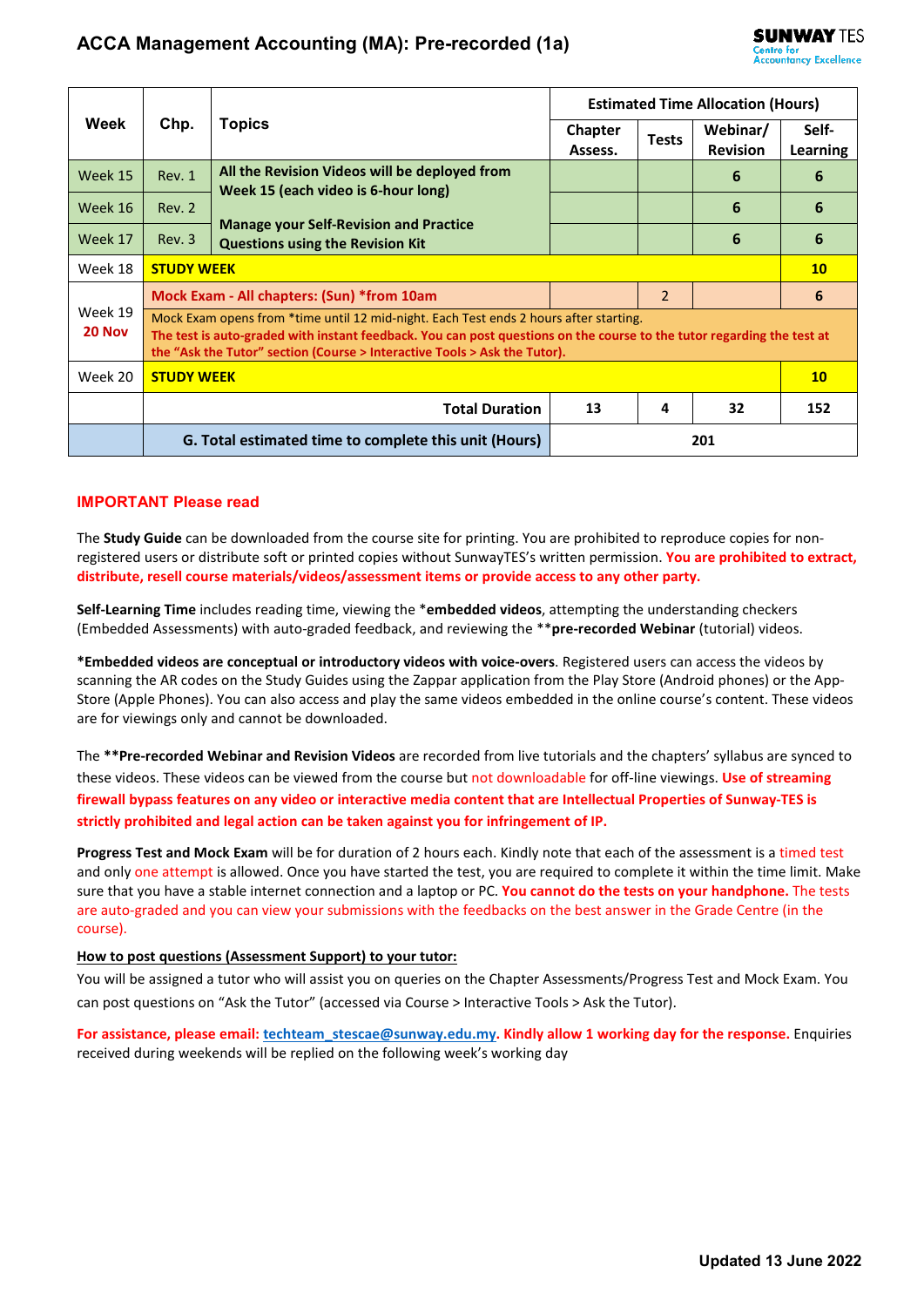## ACCA Management Accounting (MA): Pre-recorded (1a)

| Week | Chp. | Topics | Estimated Time Allocation (Hours) | | | |
|---|---|---|---|---|---|---|
| | | | Chapter Assess. | Tests | Webinar/ Revision | Self-Learning |
| Week 15 | Rev. 1 | **All the Revision Videos will be deployed from Week 15 (each video is 6-hour long)** | | | **6** | **6** |
| Week 16 | Rev. 2 | | | | **6** | **6** |
| Week 17 | Rev. 3 | **Manage your Self-Revision and Practice Questions using the Revision Kit** | | | **6** | **6** |
| Week 18 | **STUDY WEEK** | | | | | **10** |
| Week 19 **20 Nov** | | **Mock Exam - All chapters: (Sun) *from 10am** | | 2 | | 6 |
| | | Mock Exam opens from *time until 12 mid-night. Each Test ends 2 hours after starting. **The test is auto-graded with instant feedback. You can post questions on the course to the tutor regarding the test at the "Ask the Tutor" section (Course > Interactive Tools > Ask the Tutor).** | | | | |
| Week 20 | **STUDY WEEK** | | | | | **10** |
| | | **Total Duration** | 13 | 4 | 32 | 152 |
| | | **G. Total estimated time to complete this unit (Hours)** | 201 | | | |

### IMPORTANT Please read

The **Study Guide** can be downloaded from the course site for printing. You are prohibited to reproduce copies for non-registered users or distribute soft or printed copies without SunwayTES's written permission. **You are prohibited to extract, distribute, resell course materials/videos/assessment items or provide access to any other party.**

**Self-Learning Time** includes reading time, viewing the ***embedded videos**, attempting the understanding checkers (Embedded Assessments) with auto-graded feedback, and reviewing the ****pre-recorded Webinar** (tutorial) videos.

***Embedded videos are conceptual or introductory videos with voice-overs**. Registered users can access the videos by scanning the AR codes on the Study Guides using the Zappar application from the Play Store (Android phones) or the App-Store (Apple Phones). You can also access and play the same videos embedded in the online course's content. These videos are for viewings only and cannot be downloaded.

The ****Pre-recorded Webinar and Revision Videos** are recorded from live tutorials and the chapters' syllabus are synced to these videos. These videos can be viewed from the course but not downloadable for off-line viewings. **Use of streaming firewall bypass features on any video or interactive media content that are Intellectual Properties of Sunway-TES is strictly prohibited and legal action can be taken against you for infringement of IP.**

**Progress Test and Mock Exam** will be for duration of 2 hours each. Kindly note that each of the assessment is a timed test and only one attempt is allowed. Once you have started the test, you are required to complete it within the time limit. Make sure that you have a stable internet connection and a laptop or PC. **You cannot do the tests on your handphone.** The tests are auto-graded and you can view your submissions with the feedbacks on the best answer in the Grade Centre (in the course).

**How to post questions (Assessment Support) to your tutor:**

You will be assigned a tutor who will assist you on queries on the Chapter Assessments/Progress Test and Mock Exam. You can post questions on "Ask the Tutor" (accessed via Course > Interactive Tools > Ask the Tutor).

**For assistance, please email: techteam_stescae@sunway.edu.my. Kindly allow 1 working day for the response.** Enquiries received during weekends will be replied on the following week's working day

**Updated 13 June 2022**